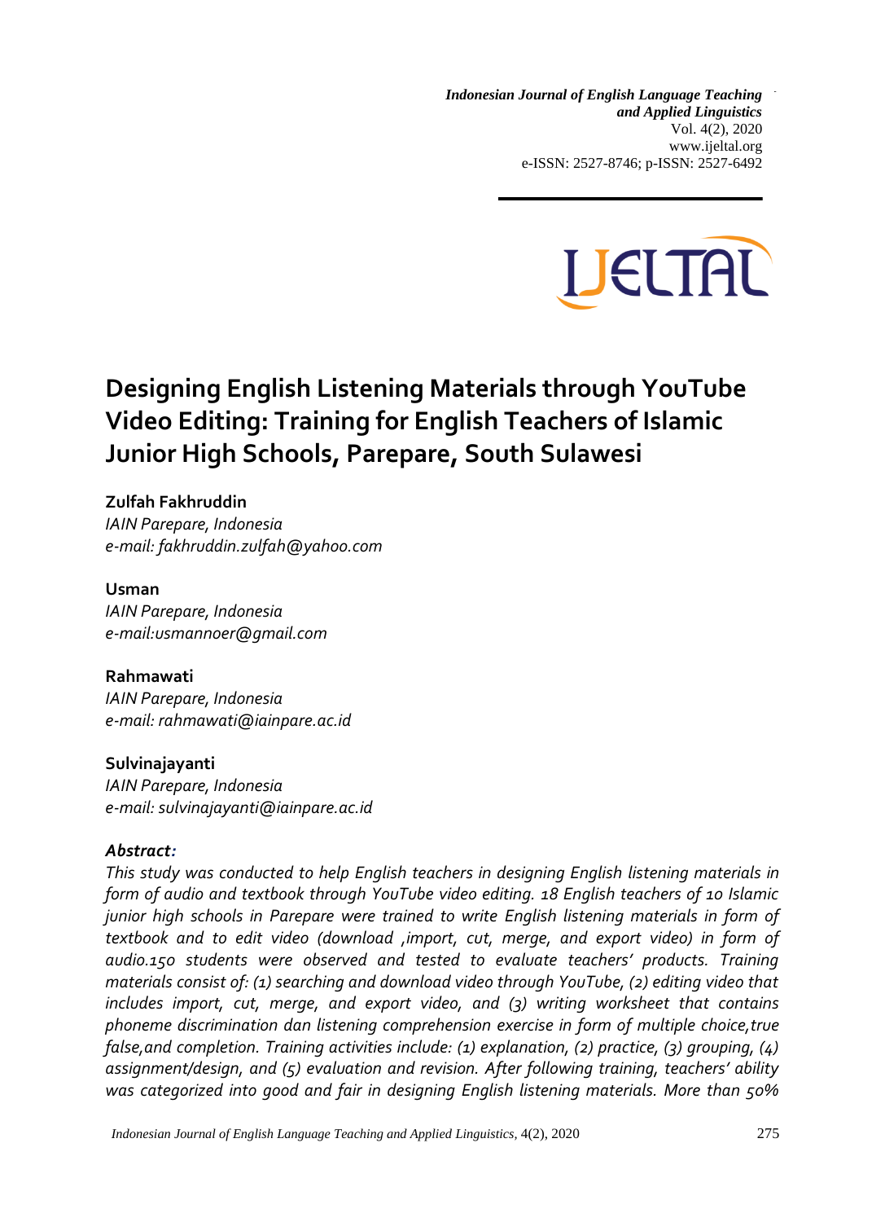# Designing English Listening Materials through YouTube Video Editing: Training for English Teachers of Islamic Junior High Schools, Parepare, South Sulawesi

**Zulfah Fakhruddin**
*IAIN Parepare, Indonesia*
*e-mail: fakhruddin.zulfah@yahoo.com*

**Usman**
*IAIN Parepare, Indonesia*
*e-mail:usmannoer@gmail.com*

**Rahmawati**
*IAIN Parepare, Indonesia*
*e-mail: rahmawati@iainpare.ac.id*

**Sulvinajayanti**
*IAIN Parepare, Indonesia*
*e-mail: sulvinajayanti@iainpare.ac.id*

***Abstract:***
*This study was conducted to help English teachers in designing English listening materials in form of audio and textbook through YouTube video editing. 18 English teachers of 10 Islamic junior high schools in Parepare were trained to write English listening materials in form of textbook and to edit video (download ,import, cut, merge, and export video) in form of audio.150 students were observed and tested to evaluate teachers' products. Training materials consist of: (1) searching and download video through YouTube, (2) editing video that includes import, cut, merge, and export video, and (3) writing worksheet that contains phoneme discrimination dan listening comprehension exercise in form of multiple choice,true false,and completion. Training activities include: (1) explanation, (2) practice, (3) grouping, (4) assignment/design, and (5) evaluation and revision. After following training, teachers' ability was categorized into good and fair in designing English listening materials. More than 50%*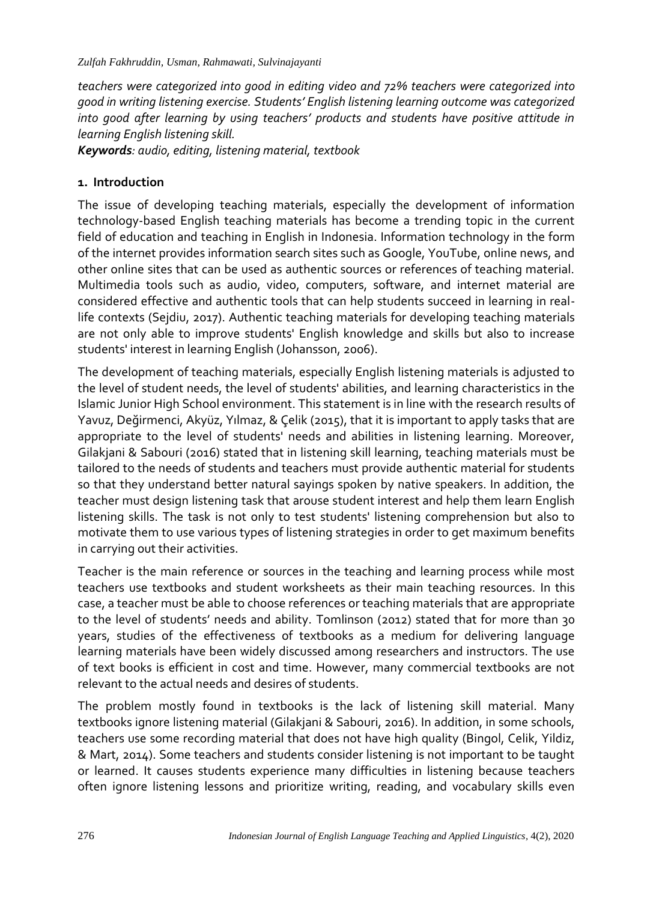*teachers were categorized into good in editing video and 72% teachers were categorized into good in writing listening exercise. Students' English listening learning outcome was categorized into good after learning by using teachers' products and students have positive attitude in learning English listening skill.*

***Keywords**: audio, editing, listening material, textbook*

## 1. Introduction

The issue of developing teaching materials, especially the development of information technology-based English teaching materials has become a trending topic in the current field of education and teaching in English in Indonesia. Information technology in the form of the internet provides information search sites such as Google, YouTube, online news, and other online sites that can be used as authentic sources or references of teaching material. Multimedia tools such as audio, video, computers, software, and internet material are considered effective and authentic tools that can help students succeed in learning in real-life contexts (Sejdiu, 2017). Authentic teaching materials for developing teaching materials are not only able to improve students' English knowledge and skills but also to increase students' interest in learning English (Johansson, 2006).

The development of teaching materials, especially English listening materials is adjusted to the level of student needs, the level of students' abilities, and learning characteristics in the Islamic Junior High School environment. This statement is in line with the research results of Yavuz, Değirmenci, Akyüz, Yılmaz, & Çelik (2015), that it is important to apply tasks that are appropriate to the level of students' needs and abilities in listening learning. Moreover, Gilakjani & Sabouri (2016) stated that in listening skill learning, teaching materials must be tailored to the needs of students and teachers must provide authentic material for students so that they understand better natural sayings spoken by native speakers. In addition, the teacher must design listening task that arouse student interest and help them learn English listening skills. The task is not only to test students' listening comprehension but also to motivate them to use various types of listening strategies in order to get maximum benefits in carrying out their activities.

Teacher is the main reference or sources in the teaching and learning process while most teachers use textbooks and student worksheets as their main teaching resources. In this case, a teacher must be able to choose references or teaching materials that are appropriate to the level of students' needs and ability. Tomlinson (2012) stated that for more than 30 years, studies of the effectiveness of textbooks as a medium for delivering language learning materials have been widely discussed among researchers and instructors. The use of text books is efficient in cost and time. However, many commercial textbooks are not relevant to the actual needs and desires of students.

The problem mostly found in textbooks is the lack of listening skill material. Many textbooks ignore listening material (Gilakjani & Sabouri, 2016). In addition, in some schools, teachers use some recording material that does not have high quality (Bingol, Celik, Yildiz, & Mart, 2014). Some teachers and students consider listening is not important to be taught or learned. It causes students experience many difficulties in listening because teachers often ignore listening lessons and prioritize writing, reading, and vocabulary skills even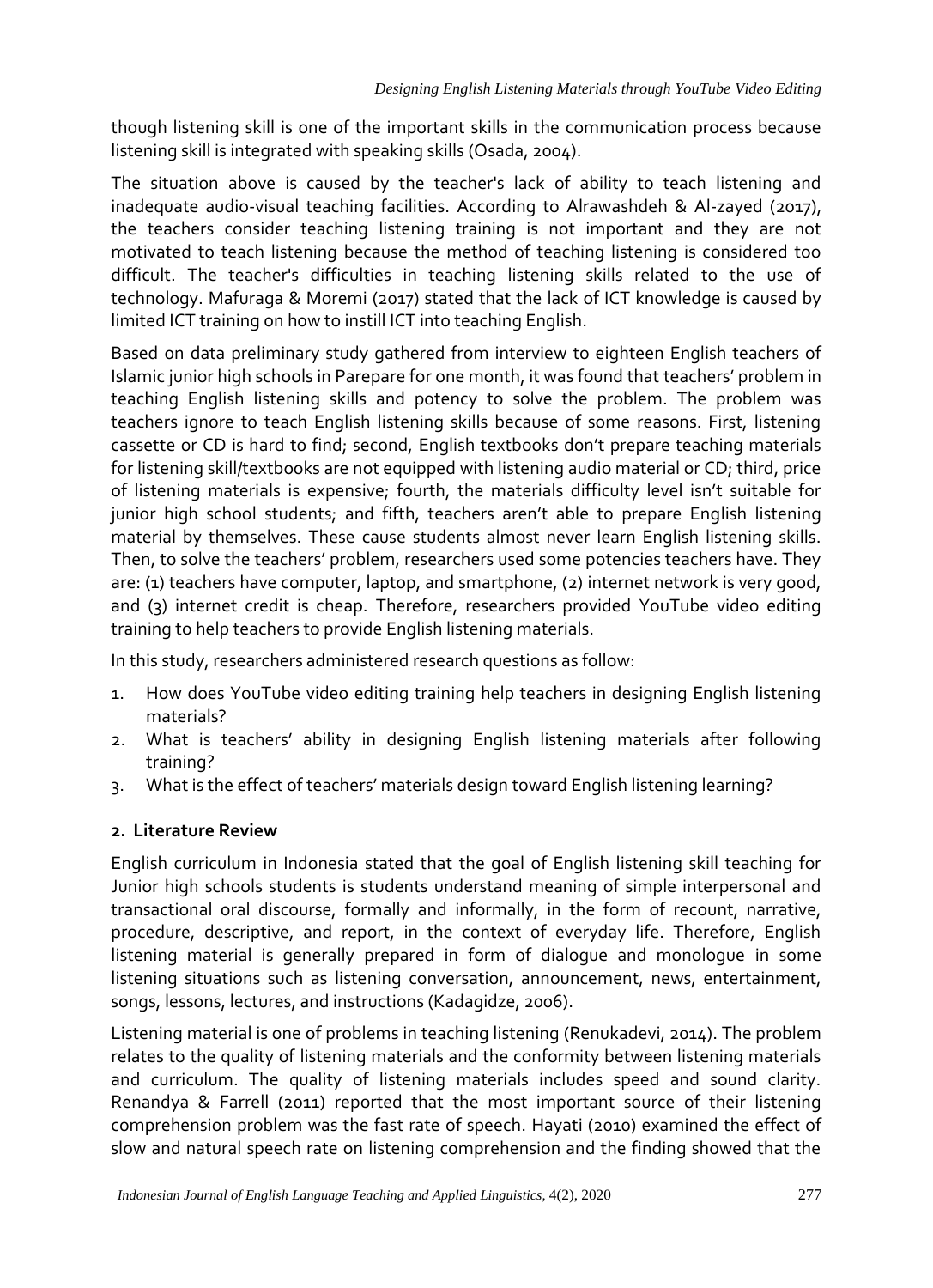though listening skill is one of the important skills in the communication process because listening skill is integrated with speaking skills (Osada, 2004).

The situation above is caused by the teacher's lack of ability to teach listening and inadequate audio-visual teaching facilities. According to Alrawashdeh & Al-zayed (2017), the teachers consider teaching listening training is not important and they are not motivated to teach listening because the method of teaching listening is considered too difficult. The teacher's difficulties in teaching listening skills related to the use of technology. Mafuraga & Moremi (2017) stated that the lack of ICT knowledge is caused by limited ICT training on how to instill ICT into teaching English.

Based on data preliminary study gathered from interview to eighteen English teachers of Islamic junior high schools in Parepare for one month, it was found that teachers' problem in teaching English listening skills and potency to solve the problem. The problem was teachers ignore to teach English listening skills because of some reasons. First, listening cassette or CD is hard to find; second, English textbooks don't prepare teaching materials for listening skill/textbooks are not equipped with listening audio material or CD; third, price of listening materials is expensive; fourth, the materials difficulty level isn't suitable for junior high school students; and fifth, teachers aren't able to prepare English listening material by themselves. These cause students almost never learn English listening skills. Then, to solve the teachers' problem, researchers used some potencies teachers have. They are: (1) teachers have computer, laptop, and smartphone, (2) internet network is very good, and (3) internet credit is cheap. Therefore, researchers provided YouTube video editing training to help teachers to provide English listening materials.

In this study, researchers administered research questions as follow:

1. How does YouTube video editing training help teachers in designing English listening materials?
2. What is teachers' ability in designing English listening materials after following training?
3. What is the effect of teachers' materials design toward English listening learning?

## 2. Literature Review

English curriculum in Indonesia stated that the goal of English listening skill teaching for Junior high schools students is students understand meaning of simple interpersonal and transactional oral discourse, formally and informally, in the form of recount, narrative, procedure, descriptive, and report, in the context of everyday life. Therefore, English listening material is generally prepared in form of dialogue and monologue in some listening situations such as listening conversation, announcement, news, entertainment, songs, lessons, lectures, and instructions (Kadagidze, 2006).

Listening material is one of problems in teaching listening (Renukadevi, 2014). The problem relates to the quality of listening materials and the conformity between listening materials and curriculum. The quality of listening materials includes speed and sound clarity. Renandya & Farrell (2011) reported that the most important source of their listening comprehension problem was the fast rate of speech. Hayati (2010) examined the effect of slow and natural speech rate on listening comprehension and the finding showed that the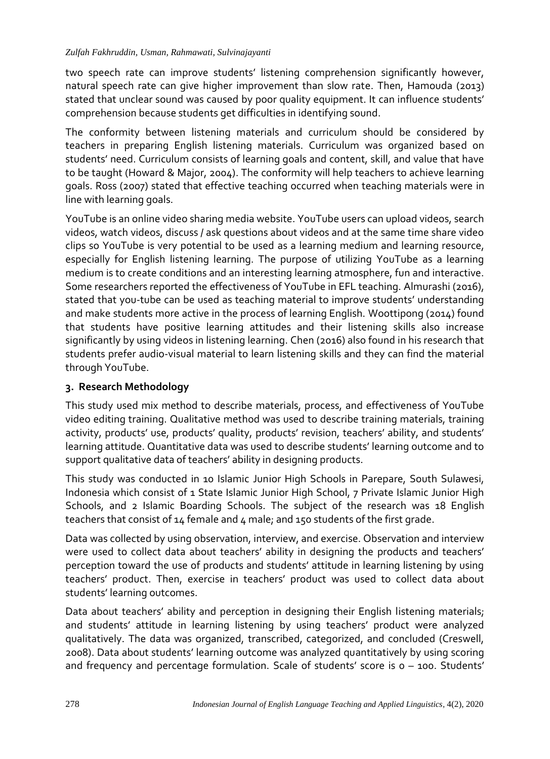two speech rate can improve students' listening comprehension significantly however, natural speech rate can give higher improvement than slow rate. Then, Hamouda (2013) stated that unclear sound was caused by poor quality equipment. It can influence students' comprehension because students get difficulties in identifying sound.

The conformity between listening materials and curriculum should be considered by teachers in preparing English listening materials. Curriculum was organized based on students' need. Curriculum consists of learning goals and content, skill, and value that have to be taught (Howard & Major, 2004). The conformity will help teachers to achieve learning goals. Ross (2007) stated that effective teaching occurred when teaching materials were in line with learning goals.

YouTube is an online video sharing media website. YouTube users can upload videos, search videos, watch videos, discuss / ask questions about videos and at the same time share video clips so YouTube is very potential to be used as a learning medium and learning resource, especially for English listening learning. The purpose of utilizing YouTube as a learning medium is to create conditions and an interesting learning atmosphere, fun and interactive. Some researchers reported the effectiveness of YouTube in EFL teaching. Almurashi (2016), stated that you-tube can be used as teaching material to improve students' understanding and make students more active in the process of learning English. Woottipong (2014) found that students have positive learning attitudes and their listening skills also increase significantly by using videos in listening learning. Chen (2016) also found in his research that students prefer audio-visual material to learn listening skills and they can find the material through YouTube.

## 3. Research Methodology

This study used mix method to describe materials, process, and effectiveness of YouTube video editing training. Qualitative method was used to describe training materials, training activity, products' use, products' quality, products' revision, teachers' ability, and students' learning attitude. Quantitative data was used to describe students' learning outcome and to support qualitative data of teachers' ability in designing products.

This study was conducted in 10 Islamic Junior High Schools in Parepare, South Sulawesi, Indonesia which consist of 1 State Islamic Junior High School, 7 Private Islamic Junior High Schools, and 2 Islamic Boarding Schools. The subject of the research was 18 English teachers that consist of 14 female and 4 male; and 150 students of the first grade.

Data was collected by using observation, interview, and exercise. Observation and interview were used to collect data about teachers' ability in designing the products and teachers' perception toward the use of products and students' attitude in learning listening by using teachers' product. Then, exercise in teachers' product was used to collect data about students' learning outcomes.

Data about teachers' ability and perception in designing their English listening materials; and students' attitude in learning listening by using teachers' product were analyzed qualitatively. The data was organized, transcribed, categorized, and concluded (Creswell, 2008). Data about students' learning outcome was analyzed quantitatively by using scoring and frequency and percentage formulation. Scale of students' score is 0 – 100. Students'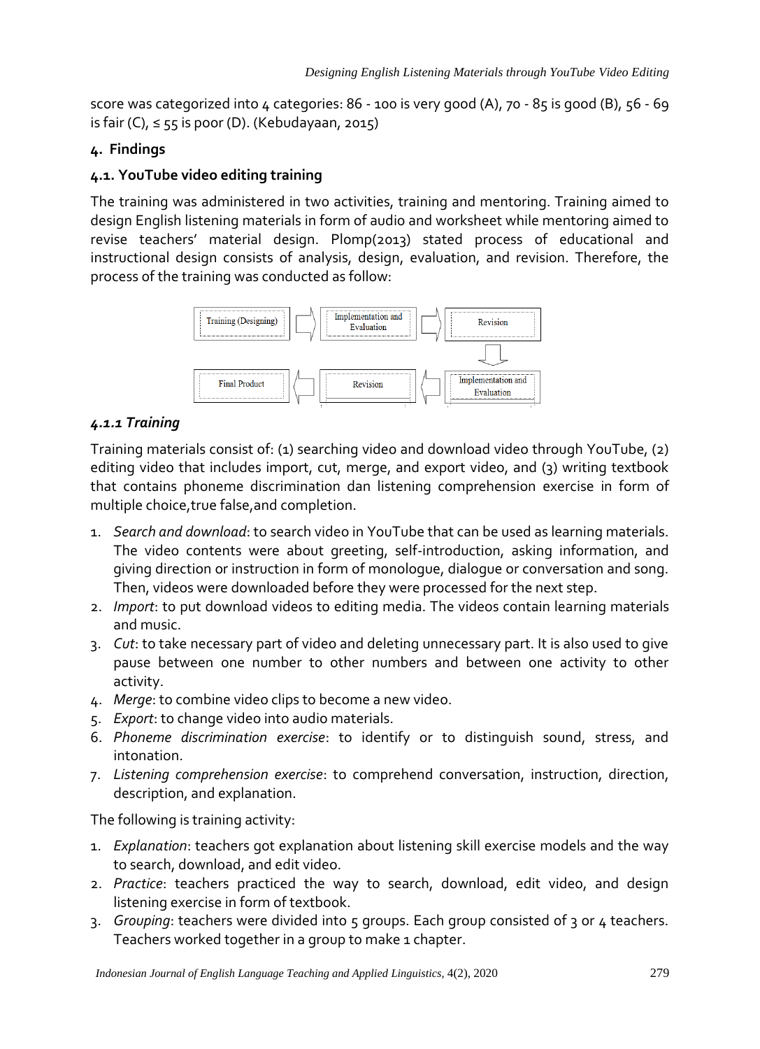score was categorized into 4 categories: 86 - 100 is very good (A), 70 - 85 is good (B), 56 - 69 is fair (C), ≤ 55 is poor (D). (Kebudayaan, 2015)

## 4. Findings

### 4.1. YouTube video editing training

The training was administered in two activities, training and mentoring. Training aimed to design English listening materials in form of audio and worksheet while mentoring aimed to revise teachers' material design. Plomp(2013) stated process of educational and instructional design consists of analysis, design, evaluation, and revision. Therefore, the process of the training was conducted as follow:

Training (Designing) → Implementation and Evaluation → Revision → Implementation and Evaluation → Revision → Final Product

#### *4.1.1 Training*

Training materials consist of: (1) searching video and download video through YouTube, (2) editing video that includes import, cut, merge, and export video, and (3) writing textbook that contains phoneme discrimination dan listening comprehension exercise in form of multiple choice,true false,and completion.

1. *Search and download*: to search video in YouTube that can be used as learning materials. The video contents were about greeting, self-introduction, asking information, and giving direction or instruction in form of monologue, dialogue or conversation and song. Then, videos were downloaded before they were processed for the next step.
2. *Import*: to put download videos to editing media. The videos contain learning materials and music.
3. *Cut*: to take necessary part of video and deleting unnecessary part. It is also used to give pause between one number to other numbers and between one activity to other activity.
4. *Merge*: to combine video clips to become a new video.
5. *Export*: to change video into audio materials.
6. *Phoneme discrimination exercise*: to identify or to distinguish sound, stress, and intonation.
7. *Listening comprehension exercise*: to comprehend conversation, instruction, direction, description, and explanation.

The following is training activity:

1. *Explanation*: teachers got explanation about listening skill exercise models and the way to search, download, and edit video.
2. *Practice*: teachers practiced the way to search, download, edit video, and design listening exercise in form of textbook.
3. *Grouping*: teachers were divided into 5 groups. Each group consisted of 3 or 4 teachers. Teachers worked together in a group to make 1 chapter.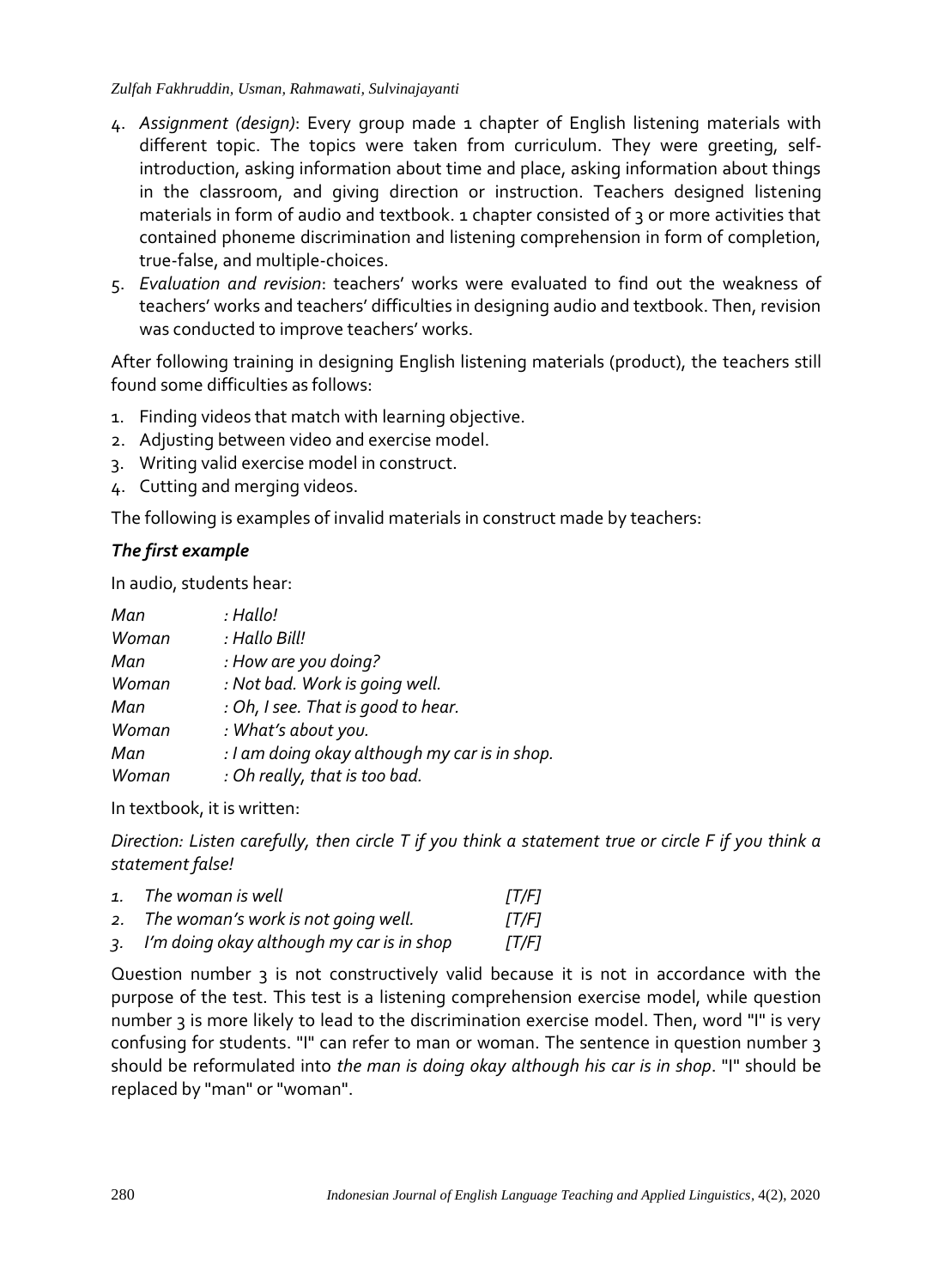4. *Assignment (design)*: Every group made 1 chapter of English listening materials with different topic. The topics were taken from curriculum. They were greeting, self-introduction, asking information about time and place, asking information about things in the classroom, and giving direction or instruction. Teachers designed listening materials in form of audio and textbook. 1 chapter consisted of 3 or more activities that contained phoneme discrimination and listening comprehension in form of completion, true-false, and multiple-choices.
5. *Evaluation and revision*: teachers' works were evaluated to find out the weakness of teachers' works and teachers' difficulties in designing audio and textbook. Then, revision was conducted to improve teachers' works.

After following training in designing English listening materials (product), the teachers still found some difficulties as follows:

1. Finding videos that match with learning objective.
2. Adjusting between video and exercise model.
3. Writing valid exercise model in construct.
4. Cutting and merging videos.

The following is examples of invalid materials in construct made by teachers:

### *The first example*

In audio, students hear:

| | |
|---|---|
| *Man* | *: Hallo!* |
| *Woman* | *: Hallo Bill!* |
| *Man* | *: How are you doing?* |
| *Woman* | *: Not bad. Work is going well.* |
| *Man* | *: Oh, I see. That is good to hear.* |
| *Woman* | *: What's about you.* |
| *Man* | *: I am doing okay although my car is in shop.* |
| *Woman* | *: Oh really, that is too bad.* |

In textbook, it is written:

*Direction: Listen carefully, then circle T if you think a statement true or circle F if you think a statement false!*

| | | |
|---|---|---|
| *1.* | *The woman is well* | *[T/F]* |
| *2.* | *The woman's work is not going well.* | *[T/F]* |
| *3.* | *I'm doing okay although my car is in shop* | *[T/F]* |

Question number 3 is not constructively valid because it is not in accordance with the purpose of the test. This test is a listening comprehension exercise model, while question number 3 is more likely to lead to the discrimination exercise model. Then, word "I" is very confusing for students. "I" can refer to man or woman. The sentence in question number 3 should be reformulated into *the man is doing okay although his car is in shop*. "I" should be replaced by "man" or "woman".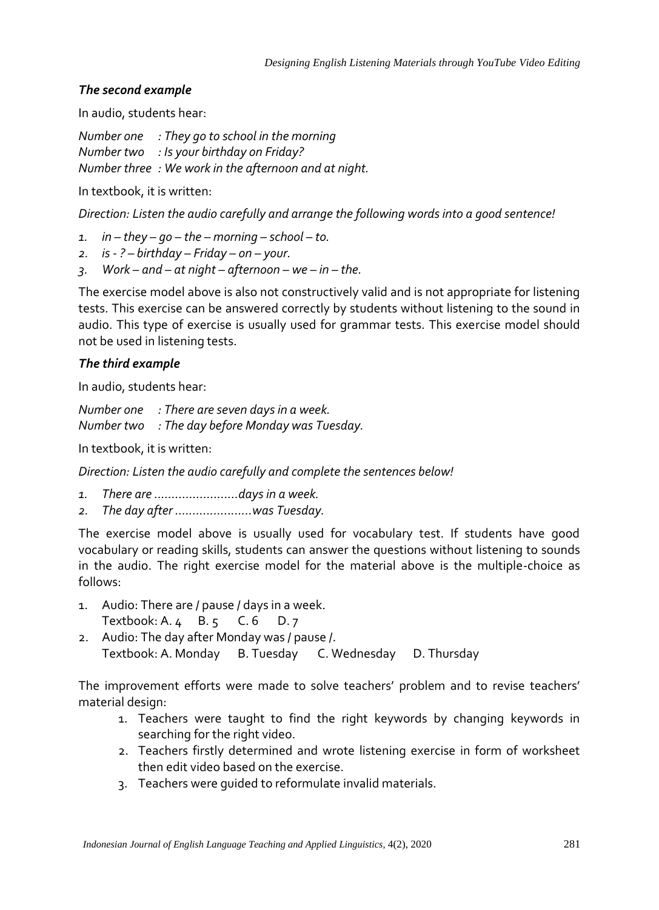### *The second example*

In audio, students hear:

*Number one : They go to school in the morning*
*Number two : Is your birthday on Friday?*
*Number three : We work in the afternoon and at night.*

In textbook, it is written:

*Direction: Listen the audio carefully and arrange the following words into a good sentence!*

1. *in – they – go – the – morning – school – to.*
2. *is - ? – birthday – Friday – on – your.*
3. *Work – and – at night – afternoon – we – in – the.*

The exercise model above is also not constructively valid and is not appropriate for listening tests. This exercise can be answered correctly by students without listening to the sound in audio. This type of exercise is usually used for grammar tests. This exercise model should not be used in listening tests.

### *The third example*

In audio, students hear:

*Number one : There are seven days in a week.*
*Number two : The day before Monday was Tuesday.*

In textbook, it is written:

*Direction: Listen the audio carefully and complete the sentences below!*

1. *There are ……………………days in a week.*
2. *The day after …………………was Tuesday.*

The exercise model above is usually used for vocabulary test. If students have good vocabulary or reading skills, students can answer the questions without listening to sounds in the audio. The right exercise model for the material above is the multiple-choice as follows:

1. Audio: There are / pause / days in a week.
   Textbook: A. 4 B. 5 C. 6 D. 7
2. Audio: The day after Monday was / pause /.
   Textbook: A. Monday B. Tuesday C. Wednesday D. Thursday

The improvement efforts were made to solve teachers' problem and to revise teachers' material design:

1. Teachers were taught to find the right keywords by changing keywords in searching for the right video.
2. Teachers firstly determined and wrote listening exercise in form of worksheet then edit video based on the exercise.
3. Teachers were guided to reformulate invalid materials.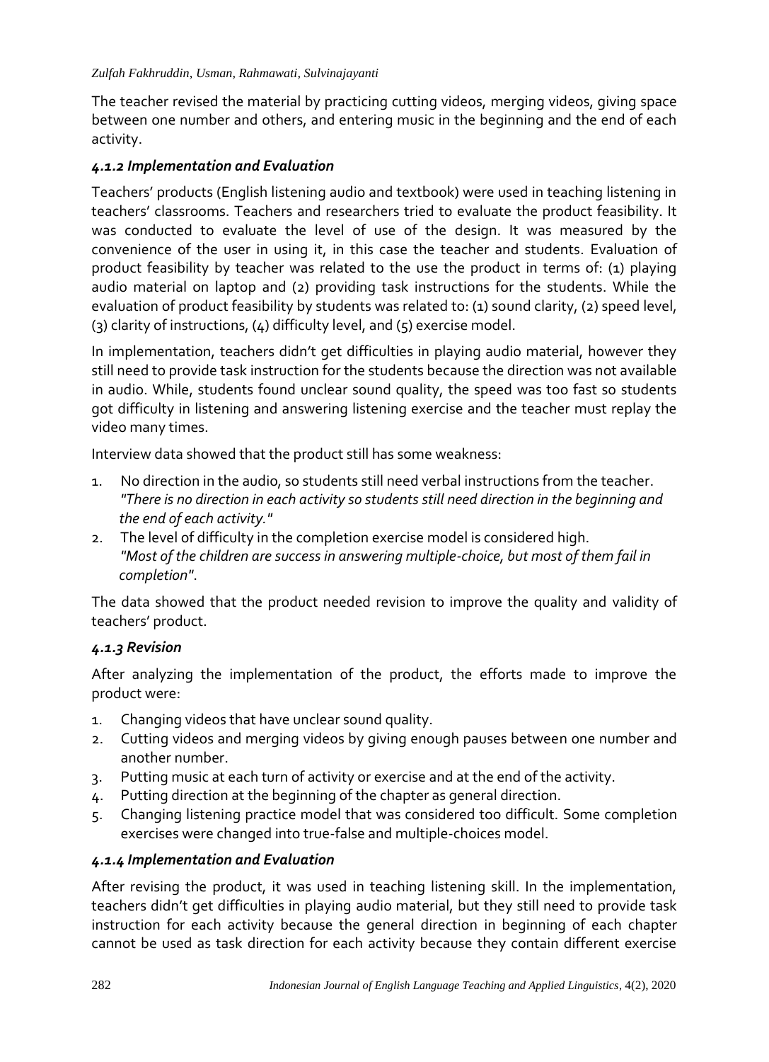The teacher revised the material by practicing cutting videos, merging videos, giving space between one number and others, and entering music in the beginning and the end of each activity.

#### *4.1.2 Implementation and Evaluation*

Teachers' products (English listening audio and textbook) were used in teaching listening in teachers' classrooms. Teachers and researchers tried to evaluate the product feasibility. It was conducted to evaluate the level of use of the design. It was measured by the convenience of the user in using it, in this case the teacher and students. Evaluation of product feasibility by teacher was related to the use the product in terms of: (1) playing audio material on laptop and (2) providing task instructions for the students. While the evaluation of product feasibility by students was related to: (1) sound clarity, (2) speed level, (3) clarity of instructions, (4) difficulty level, and (5) exercise model.

In implementation, teachers didn't get difficulties in playing audio material, however they still need to provide task instruction for the students because the direction was not available in audio. While, students found unclear sound quality, the speed was too fast so students got difficulty in listening and answering listening exercise and the teacher must replay the video many times.

Interview data showed that the product still has some weakness:

1. No direction in the audio, so students still need verbal instructions from the teacher.
   *"There is no direction in each activity so students still need direction in the beginning and the end of each activity."*
2. The level of difficulty in the completion exercise model is considered high.
   *"Most of the children are success in answering multiple-choice, but most of them fail in completion"*.

The data showed that the product needed revision to improve the quality and validity of teachers' product.

#### *4.1.3 Revision*

After analyzing the implementation of the product, the efforts made to improve the product were:

1. Changing videos that have unclear sound quality.
2. Cutting videos and merging videos by giving enough pauses between one number and another number.
3. Putting music at each turn of activity or exercise and at the end of the activity.
4. Putting direction at the beginning of the chapter as general direction.
5. Changing listening practice model that was considered too difficult. Some completion exercises were changed into true-false and multiple-choices model.

#### *4.1.4 Implementation and Evaluation*

After revising the product, it was used in teaching listening skill. In the implementation, teachers didn't get difficulties in playing audio material, but they still need to provide task instruction for each activity because the general direction in beginning of each chapter cannot be used as task direction for each activity because they contain different exercise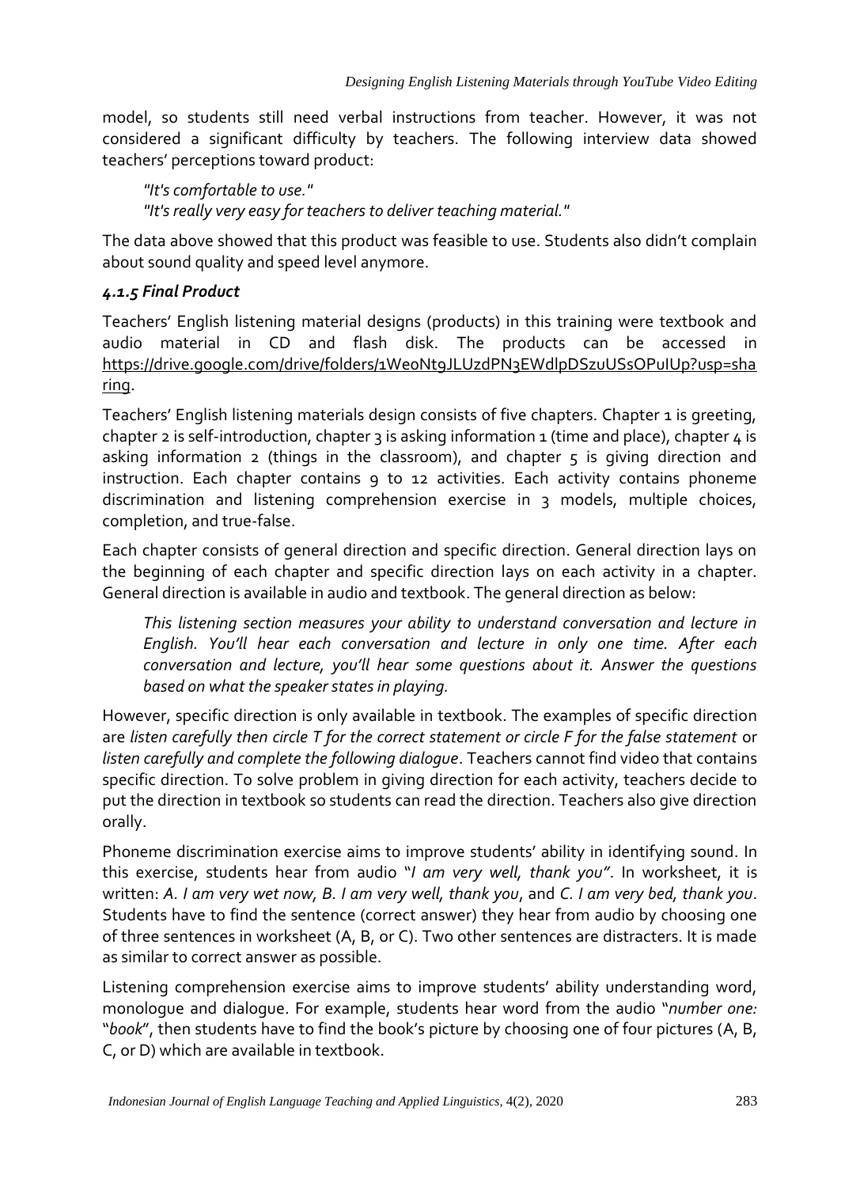model, so students still need verbal instructions from teacher. However, it was not considered a significant difficulty by teachers. The following interview data showed teachers' perceptions toward product:

> *"It's comfortable to use."*
> *"It's really very easy for teachers to deliver teaching material."*

The data above showed that this product was feasible to use. Students also didn't complain about sound quality and speed level anymore.

#### *4.1.5 Final Product*

Teachers' English listening material designs (products) in this training were textbook and audio material in CD and flash disk. The products can be accessed in https://drive.google.com/drive/folders/1WeoNt9JLUzdPN3EWdlpDSzuUSsOPuIUp?usp=sharing.

Teachers' English listening materials design consists of five chapters. Chapter 1 is greeting, chapter 2 is self-introduction, chapter 3 is asking information 1 (time and place), chapter 4 is asking information 2 (things in the classroom), and chapter 5 is giving direction and instruction. Each chapter contains 9 to 12 activities. Each activity contains phoneme discrimination and listening comprehension exercise in 3 models, multiple choices, completion, and true-false.

Each chapter consists of general direction and specific direction. General direction lays on the beginning of each chapter and specific direction lays on each activity in a chapter. General direction is available in audio and textbook. The general direction as below:

> *This listening section measures your ability to understand conversation and lecture in English. You'll hear each conversation and lecture in only one time. After each conversation and lecture, you'll hear some questions about it. Answer the questions based on what the speaker states in playing.*

However, specific direction is only available in textbook. The examples of specific direction are *listen carefully then circle T for the correct statement or circle F for the false statement* or *listen carefully and complete the following dialogue*. Teachers cannot find video that contains specific direction. To solve problem in giving direction for each activity, teachers decide to put the direction in textbook so students can read the direction. Teachers also give direction orally.

Phoneme discrimination exercise aims to improve students' ability in identifying sound. In this exercise, students hear from audio "*I am very well, thank you*". In worksheet, it is written: *A. I am very wet now, B. I am very well, thank you*, and *C. I am very bed, thank you*. Students have to find the sentence (correct answer) they hear from audio by choosing one of three sentences in worksheet (A, B, or C). Two other sentences are distracters. It is made as similar to correct answer as possible.

Listening comprehension exercise aims to improve students' ability understanding word, monologue and dialogue. For example, students hear word from the audio "*number one:* "*book*", then students have to find the book's picture by choosing one of four pictures (A, B, C, or D) which are available in textbook.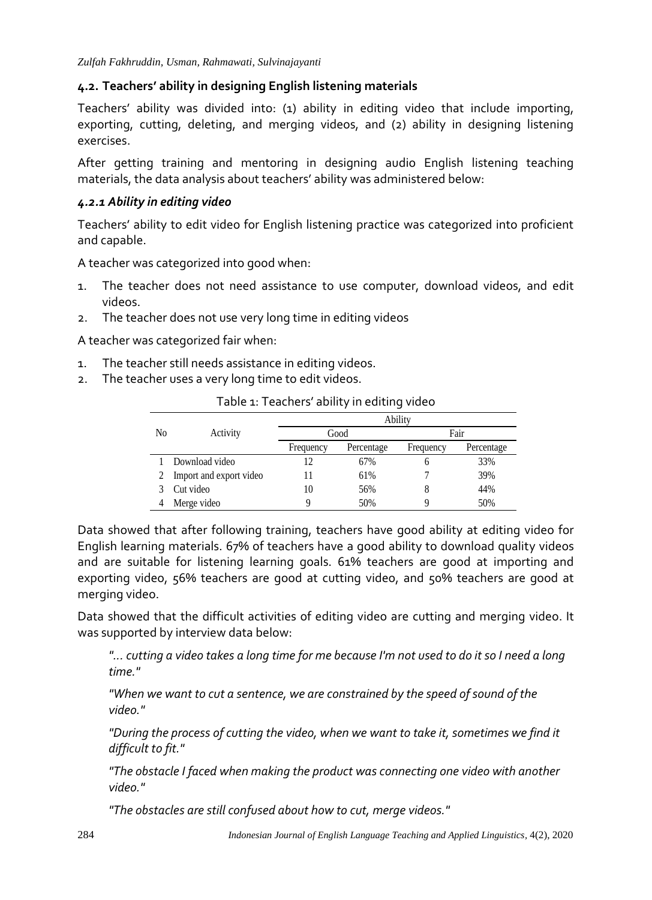## 4.2. Teachers' ability in designing English listening materials

Teachers' ability was divided into: (1) ability in editing video that include importing, exporting, cutting, deleting, and merging videos, and (2) ability in designing listening exercises.

After getting training and mentoring in designing audio English listening teaching materials, the data analysis about teachers' ability was administered below:

### *4.2.1 Ability in editing video*

Teachers' ability to edit video for English listening practice was categorized into proficient and capable.

A teacher was categorized into good when:

1. The teacher does not need assistance to use computer, download videos, and edit videos.
2. The teacher does not use very long time in editing videos

A teacher was categorized fair when:

1. The teacher still needs assistance in editing videos.
2. The teacher uses a very long time to edit videos.

Table 1: Teachers' ability in editing video

| No | Activity | Ability | | | |
|---|---|---|---|---|---|
| | | Good | | Fair | |
| | | Frequency | Percentage | Frequency | Percentage |
| 1 | Download video | 12 | 67% | 6 | 33% |
| 2 | Import and export video | 11 | 61% | 7 | 39% |
| 3 | Cut video | 10 | 56% | 8 | 44% |
| 4 | Merge video | 9 | 50% | 9 | 50% |

Data showed that after following training, teachers have good ability at editing video for English learning materials. 67% of teachers have a good ability to download quality videos and are suitable for listening learning goals. 61% teachers are good at importing and exporting video, 56% teachers are good at cutting video, and 50% teachers are good at merging video.

Data showed that the difficult activities of editing video are cutting and merging video. It was supported by interview data below:

> *"... cutting a video takes a long time for me because I'm not used to do it so I need a long time."*
>
> *"When we want to cut a sentence, we are constrained by the speed of sound of the video."*
>
> *"During the process of cutting the video, when we want to take it, sometimes we find it difficult to fit."*
>
> *"The obstacle I faced when making the product was connecting one video with another video."*
>
> *"The obstacles are still confused about how to cut, merge videos."*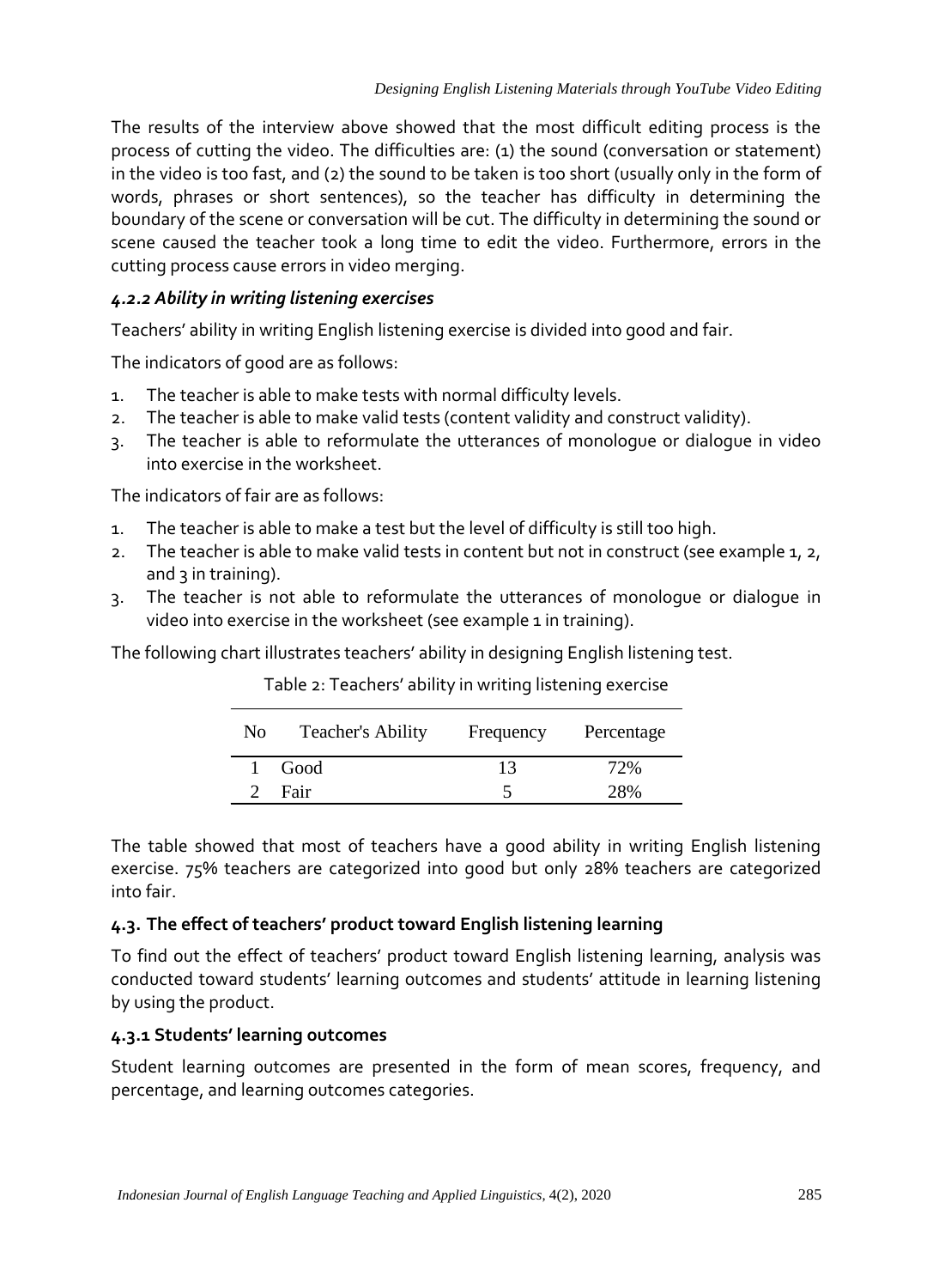The results of the interview above showed that the most difficult editing process is the process of cutting the video. The difficulties are: (1) the sound (conversation or statement) in the video is too fast, and (2) the sound to be taken is too short (usually only in the form of words, phrases or short sentences), so the teacher has difficulty in determining the boundary of the scene or conversation will be cut. The difficulty in determining the sound or scene caused the teacher took a long time to edit the video. Furthermore, errors in the cutting process cause errors in video merging.

#### *4.2.2 Ability in writing listening exercises*

Teachers' ability in writing English listening exercise is divided into good and fair.

The indicators of good are as follows:

1. The teacher is able to make tests with normal difficulty levels.
2. The teacher is able to make valid tests (content validity and construct validity).
3. The teacher is able to reformulate the utterances of monologue or dialogue in video into exercise in the worksheet.

The indicators of fair are as follows:

1. The teacher is able to make a test but the level of difficulty is still too high.
2. The teacher is able to make valid tests in content but not in construct (see example 1, 2, and 3 in training).
3. The teacher is not able to reformulate the utterances of monologue or dialogue in video into exercise in the worksheet (see example 1 in training).

The following chart illustrates teachers' ability in designing English listening test.

Table 2: Teachers' ability in writing listening exercise

| No | Teacher's Ability | Frequency | Percentage |
|---|---|---|---|
| 1 | Good | 13 | 72% |
| 2 | Fair | 5 | 28% |

The table showed that most of teachers have a good ability in writing English listening exercise. 75% teachers are categorized into good but only 28% teachers are categorized into fair.

### 4.3. The effect of teachers' product toward English listening learning

To find out the effect of teachers' product toward English listening learning, analysis was conducted toward students' learning outcomes and students' attitude in learning listening by using the product.

#### 4.3.1 Students' learning outcomes

Student learning outcomes are presented in the form of mean scores, frequency, and percentage, and learning outcomes categories.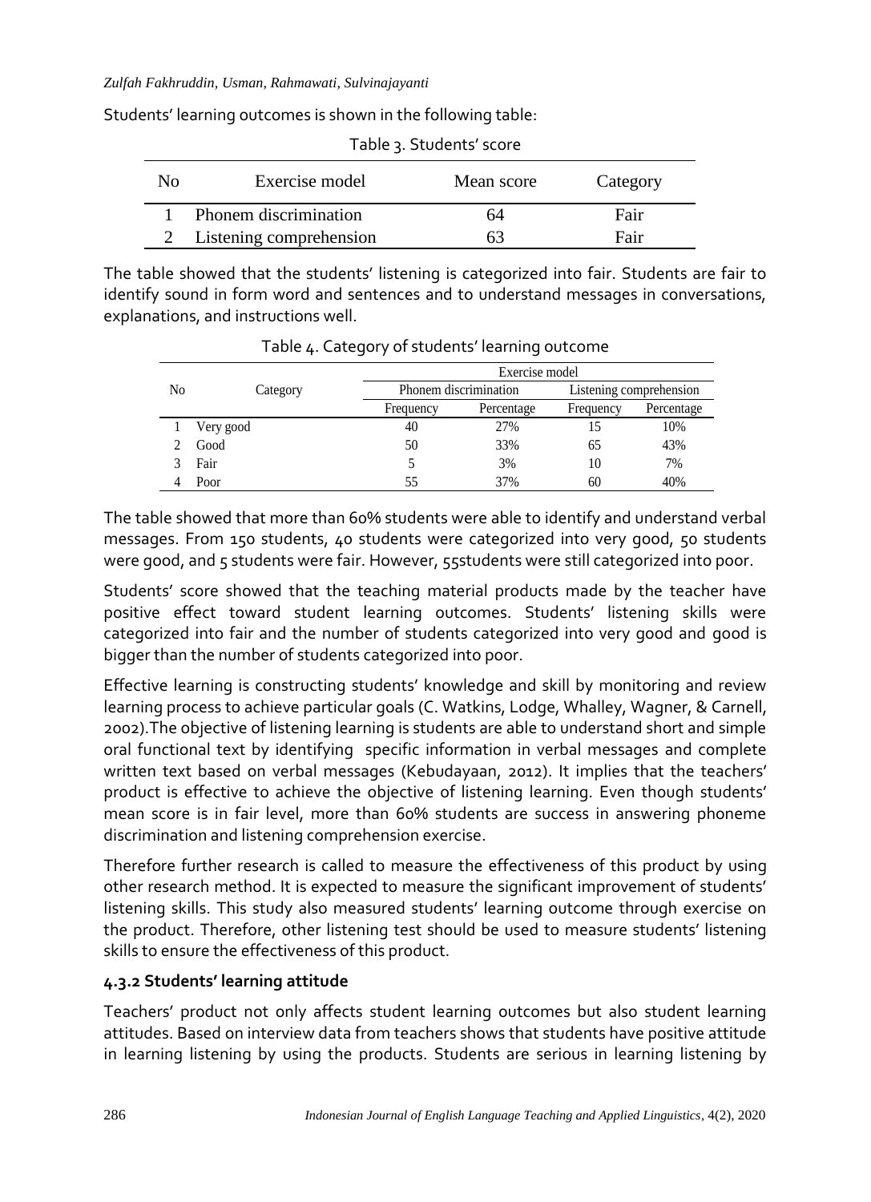Students' learning outcomes is shown in the following table:

Table 3. Students' score

| No | Exercise model | Mean score | Category |
|---|---|---|---|
| 1 | Phonem discrimination | 64 | Fair |
| 2 | Listening comprehension | 63 | Fair |

The table showed that the students' listening is categorized into fair. Students are fair to identify sound in form word and sentences and to understand messages in conversations, explanations, and instructions well.

Table 4. Category of students' learning outcome

| No | Category | Exercise model | | | |
|---|---|---|---|---|---|
| | | Phonem discrimination | | Listening comprehension | |
| | | Frequency | Percentage | Frequency | Percentage |
| 1 | Very good | 40 | 27% | 15 | 10% |
| 2 | Good | 50 | 33% | 65 | 43% |
| 3 | Fair | 5 | 3% | 10 | 7% |
| 4 | Poor | 55 | 37% | 60 | 40% |

The table showed that more than 60% students were able to identify and understand verbal messages. From 150 students, 40 students were categorized into very good, 50 students were good, and 5 students were fair. However, 55students were still categorized into poor.

Students' score showed that the teaching material products made by the teacher have positive effect toward student learning outcomes. Students' listening skills were categorized into fair and the number of students categorized into very good and good is bigger than the number of students categorized into poor.

Effective learning is constructing students' knowledge and skill by monitoring and review learning process to achieve particular goals (C. Watkins, Lodge, Whalley, Wagner, & Carnell, 2002).The objective of listening learning is students are able to understand short and simple oral functional text by identifying specific information in verbal messages and complete written text based on verbal messages (Kebudayaan, 2012). It implies that the teachers' product is effective to achieve the objective of listening learning. Even though students' mean score is in fair level, more than 60% students are success in answering phoneme discrimination and listening comprehension exercise.

Therefore further research is called to measure the effectiveness of this product by using other research method. It is expected to measure the significant improvement of students' listening skills. This study also measured students' learning outcome through exercise on the product. Therefore, other listening test should be used to measure students' listening skills to ensure the effectiveness of this product.

#### 4.3.2 Students' learning attitude

Teachers' product not only affects student learning outcomes but also student learning attitudes. Based on interview data from teachers shows that students have positive attitude in learning listening by using the products. Students are serious in learning listening by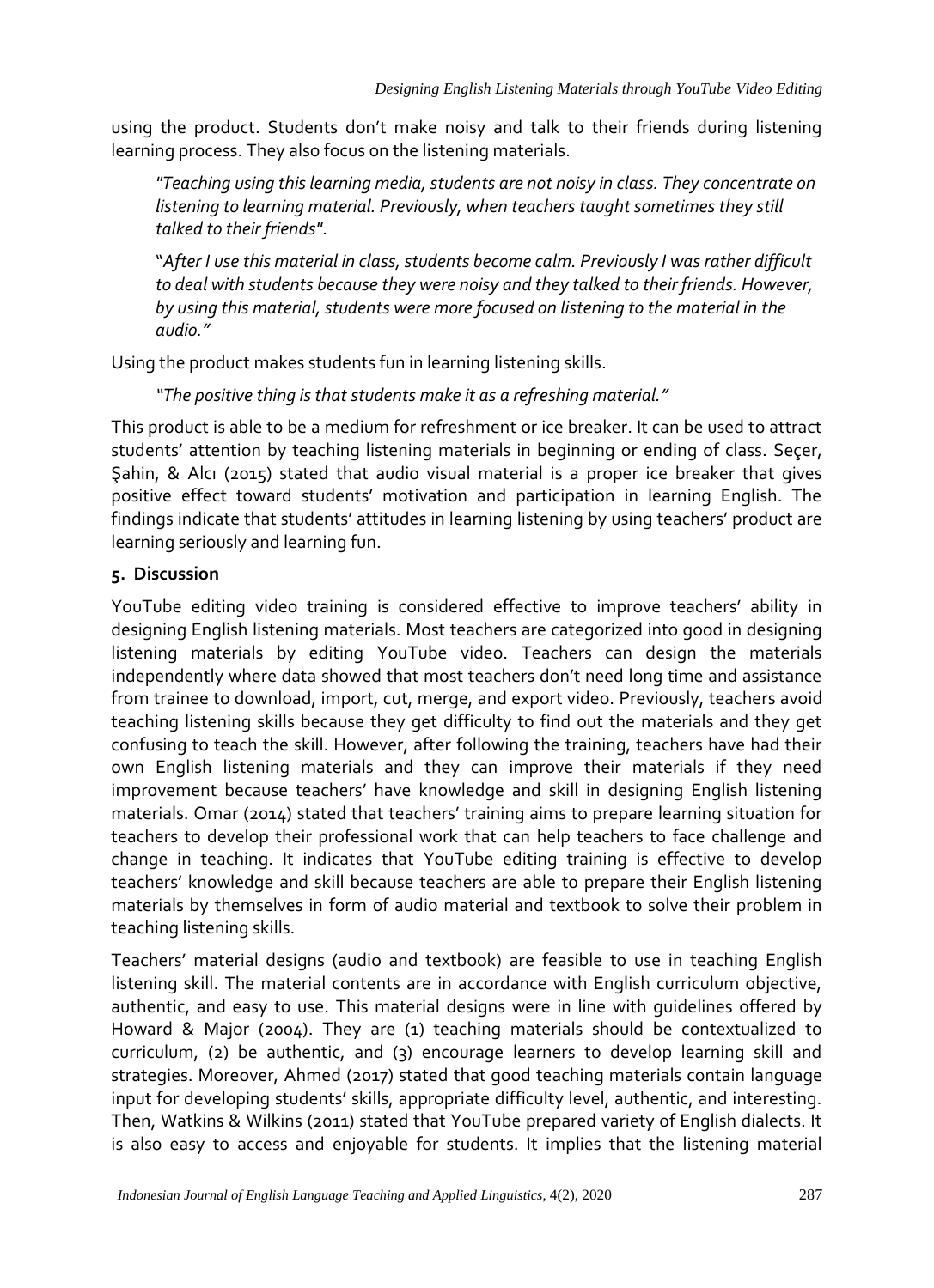using the product. Students don't make noisy and talk to their friends during listening learning process. They also focus on the listening materials.

> "*Teaching using this learning media, students are not noisy in class. They concentrate on listening to learning material. Previously, when teachers taught sometimes they still talked to their friends*".

> "*After I use this material in class, students become calm. Previously I was rather difficult to deal with students because they were noisy and they talked to their friends. However, by using this material, students were more focused on listening to the material in the audio."*

Using the product makes students fun in learning listening skills.

> *"The positive thing is that students make it as a refreshing material."*

This product is able to be a medium for refreshment or ice breaker. It can be used to attract students' attention by teaching listening materials in beginning or ending of class. Seçer, Şahin, & Alcı (2015) stated that audio visual material is a proper ice breaker that gives positive effect toward students' motivation and participation in learning English. The findings indicate that students' attitudes in learning listening by using teachers' product are learning seriously and learning fun.

## 5. Discussion

YouTube editing video training is considered effective to improve teachers' ability in designing English listening materials. Most teachers are categorized into good in designing listening materials by editing YouTube video. Teachers can design the materials independently where data showed that most teachers don't need long time and assistance from trainee to download, import, cut, merge, and export video. Previously, teachers avoid teaching listening skills because they get difficulty to find out the materials and they get confusing to teach the skill. However, after following the training, teachers have had their own English listening materials and they can improve their materials if they need improvement because teachers' have knowledge and skill in designing English listening materials. Omar (2014) stated that teachers' training aims to prepare learning situation for teachers to develop their professional work that can help teachers to face challenge and change in teaching. It indicates that YouTube editing training is effective to develop teachers' knowledge and skill because teachers are able to prepare their English listening materials by themselves in form of audio material and textbook to solve their problem in teaching listening skills.

Teachers' material designs (audio and textbook) are feasible to use in teaching English listening skill. The material contents are in accordance with English curriculum objective, authentic, and easy to use. This material designs were in line with guidelines offered by Howard & Major (2004). They are (1) teaching materials should be contextualized to curriculum, (2) be authentic, and (3) encourage learners to develop learning skill and strategies. Moreover, Ahmed (2017) stated that good teaching materials contain language input for developing students' skills, appropriate difficulty level, authentic, and interesting. Then, Watkins & Wilkins (2011) stated that YouTube prepared variety of English dialects. It is also easy to access and enjoyable for students. It implies that the listening material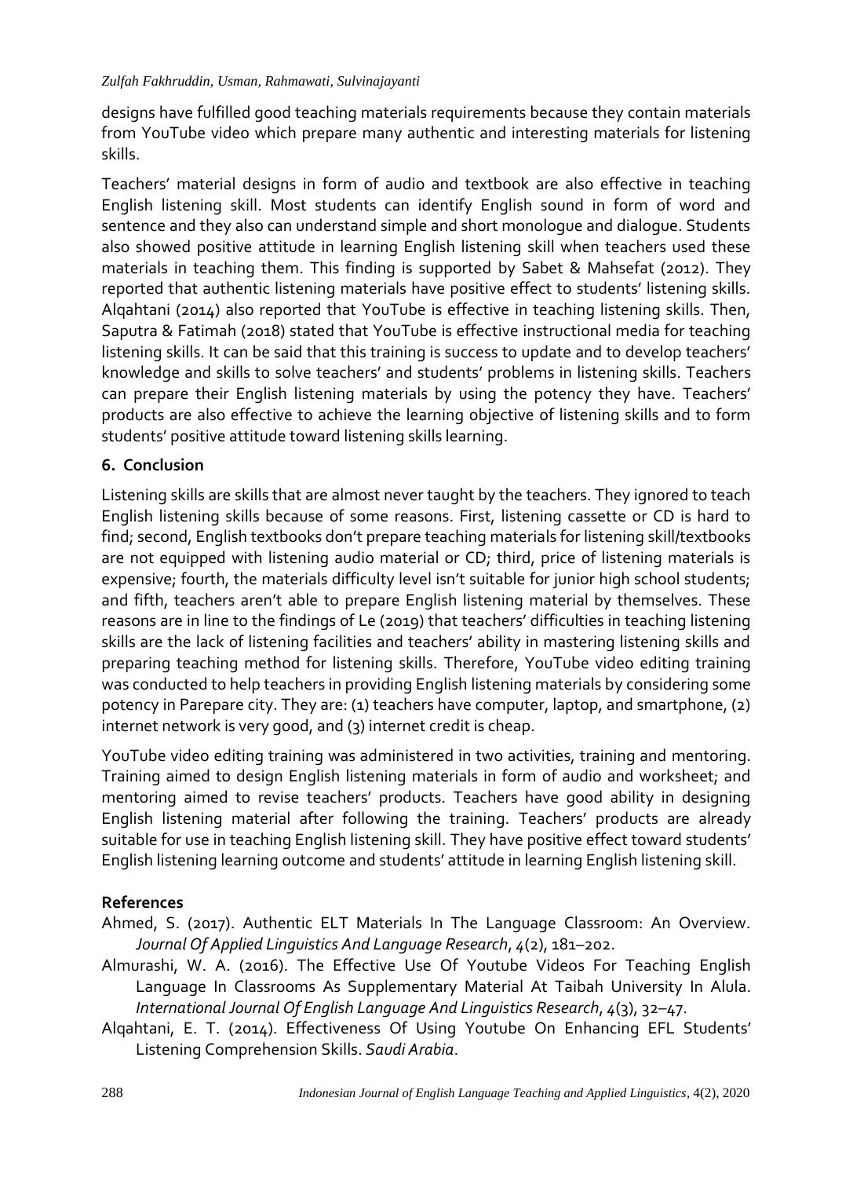designs have fulfilled good teaching materials requirements because they contain materials from YouTube video which prepare many authentic and interesting materials for listening skills.

Teachers' material designs in form of audio and textbook are also effective in teaching English listening skill. Most students can identify English sound in form of word and sentence and they also can understand simple and short monologue and dialogue. Students also showed positive attitude in learning English listening skill when teachers used these materials in teaching them. This finding is supported by Sabet & Mahsefat (2012). They reported that authentic listening materials have positive effect to students' listening skills. Alqahtani (2014) also reported that YouTube is effective in teaching listening skills. Then, Saputra & Fatimah (2018) stated that YouTube is effective instructional media for teaching listening skills. It can be said that this training is success to update and to develop teachers' knowledge and skills to solve teachers' and students' problems in listening skills. Teachers can prepare their English listening materials by using the potency they have. Teachers' products are also effective to achieve the learning objective of listening skills and to form students' positive attitude toward listening skills learning.

## 6. Conclusion

Listening skills are skills that are almost never taught by the teachers. They ignored to teach English listening skills because of some reasons. First, listening cassette or CD is hard to find; second, English textbooks don't prepare teaching materials for listening skill/textbooks are not equipped with listening audio material or CD; third, price of listening materials is expensive; fourth, the materials difficulty level isn't suitable for junior high school students; and fifth, teachers aren't able to prepare English listening material by themselves. These reasons are in line to the findings of Le (2019) that teachers' difficulties in teaching listening skills are the lack of listening facilities and teachers' ability in mastering listening skills and preparing teaching method for listening skills. Therefore, YouTube video editing training was conducted to help teachers in providing English listening materials by considering some potency in Parepare city. They are: (1) teachers have computer, laptop, and smartphone, (2) internet network is very good, and (3) internet credit is cheap.

YouTube video editing training was administered in two activities, training and mentoring. Training aimed to design English listening materials in form of audio and worksheet; and mentoring aimed to revise teachers' products. Teachers have good ability in designing English listening material after following the training. Teachers' products are already suitable for use in teaching English listening skill. They have positive effect toward students' English listening learning outcome and students' attitude in learning English listening skill.

## References

Ahmed, S. (2017). Authentic ELT Materials In The Language Classroom: An Overview. *Journal Of Applied Linguistics And Language Research*, *4*(2), 181–202.

Almurashi, W. A. (2016). The Effective Use Of Youtube Videos For Teaching English Language In Classrooms As Supplementary Material At Taibah University In Alula. *International Journal Of English Language And Linguistics Research*, *4*(3), 32–47.

Alqahtani, E. T. (2014). Effectiveness Of Using Youtube On Enhancing EFL Students' Listening Comprehension Skills. *Saudi Arabia*.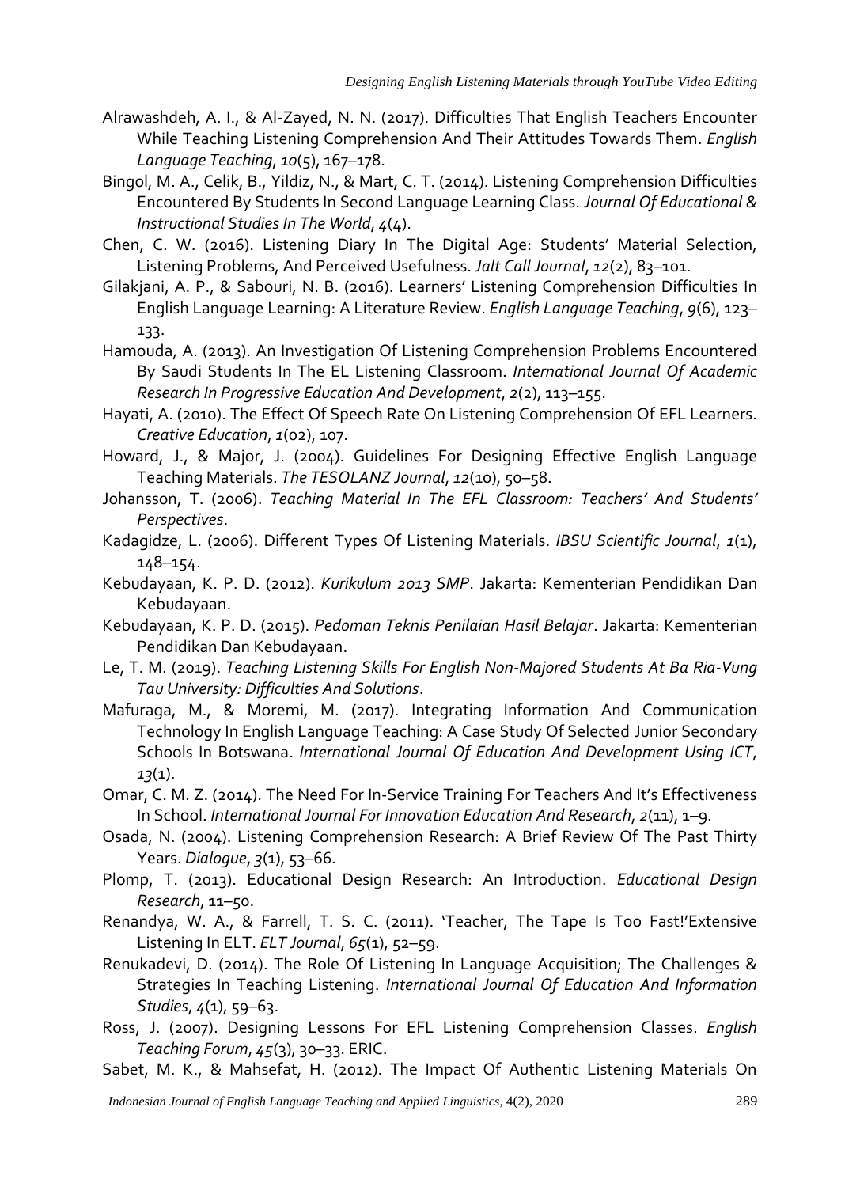Alrawashdeh, A. I., & Al-Zayed, N. N. (2017). Difficulties That English Teachers Encounter While Teaching Listening Comprehension And Their Attitudes Towards Them. *English Language Teaching*, *10*(5), 167–178.

Bingol, M. A., Celik, B., Yildiz, N., & Mart, C. T. (2014). Listening Comprehension Difficulties Encountered By Students In Second Language Learning Class. *Journal Of Educational & Instructional Studies In The World*, *4*(4).

Chen, C. W. (2016). Listening Diary In The Digital Age: Students' Material Selection, Listening Problems, And Perceived Usefulness. *Jalt Call Journal*, *12*(2), 83–101.

Gilakjani, A. P., & Sabouri, N. B. (2016). Learners' Listening Comprehension Difficulties In English Language Learning: A Literature Review. *English Language Teaching*, *9*(6), 123–133.

Hamouda, A. (2013). An Investigation Of Listening Comprehension Problems Encountered By Saudi Students In The EL Listening Classroom. *International Journal Of Academic Research In Progressive Education And Development*, *2*(2), 113–155.

Hayati, A. (2010). The Effect Of Speech Rate On Listening Comprehension Of EFL Learners. *Creative Education*, *1*(02), 107.

Howard, J., & Major, J. (2004). Guidelines For Designing Effective English Language Teaching Materials. *The TESOLANZ Journal*, *12*(10), 50–58.

Johansson, T. (2006). *Teaching Material In The EFL Classroom: Teachers' And Students' Perspectives*.

Kadagidze, L. (2006). Different Types Of Listening Materials. *IBSU Scientific Journal*, *1*(1), 148–154.

Kebudayaan, K. P. D. (2012). *Kurikulum 2013 SMP*. Jakarta: Kementerian Pendidikan Dan Kebudayaan.

Kebudayaan, K. P. D. (2015). *Pedoman Teknis Penilaian Hasil Belajar*. Jakarta: Kementerian Pendidikan Dan Kebudayaan.

Le, T. M. (2019). *Teaching Listening Skills For English Non-Majored Students At Ba Ria-Vung Tau University: Difficulties And Solutions*.

Mafuraga, M., & Moremi, M. (2017). Integrating Information And Communication Technology In English Language Teaching: A Case Study Of Selected Junior Secondary Schools In Botswana. *International Journal Of Education And Development Using ICT*, *13*(1).

Omar, C. M. Z. (2014). The Need For In-Service Training For Teachers And It's Effectiveness In School. *International Journal For Innovation Education And Research*, *2*(11), 1–9.

Osada, N. (2004). Listening Comprehension Research: A Brief Review Of The Past Thirty Years. *Dialogue*, *3*(1), 53–66.

Plomp, T. (2013). Educational Design Research: An Introduction. *Educational Design Research*, 11–50.

Renandya, W. A., & Farrell, T. S. C. (2011). 'Teacher, The Tape Is Too Fast!'Extensive Listening In ELT. *ELT Journal*, *65*(1), 52–59.

Renukadevi, D. (2014). The Role Of Listening In Language Acquisition; The Challenges & Strategies In Teaching Listening. *International Journal Of Education And Information Studies*, *4*(1), 59–63.

Ross, J. (2007). Designing Lessons For EFL Listening Comprehension Classes. *English Teaching Forum*, *45*(3), 30–33. ERIC.

Sabet, M. K., & Mahsefat, H. (2012). The Impact Of Authentic Listening Materials On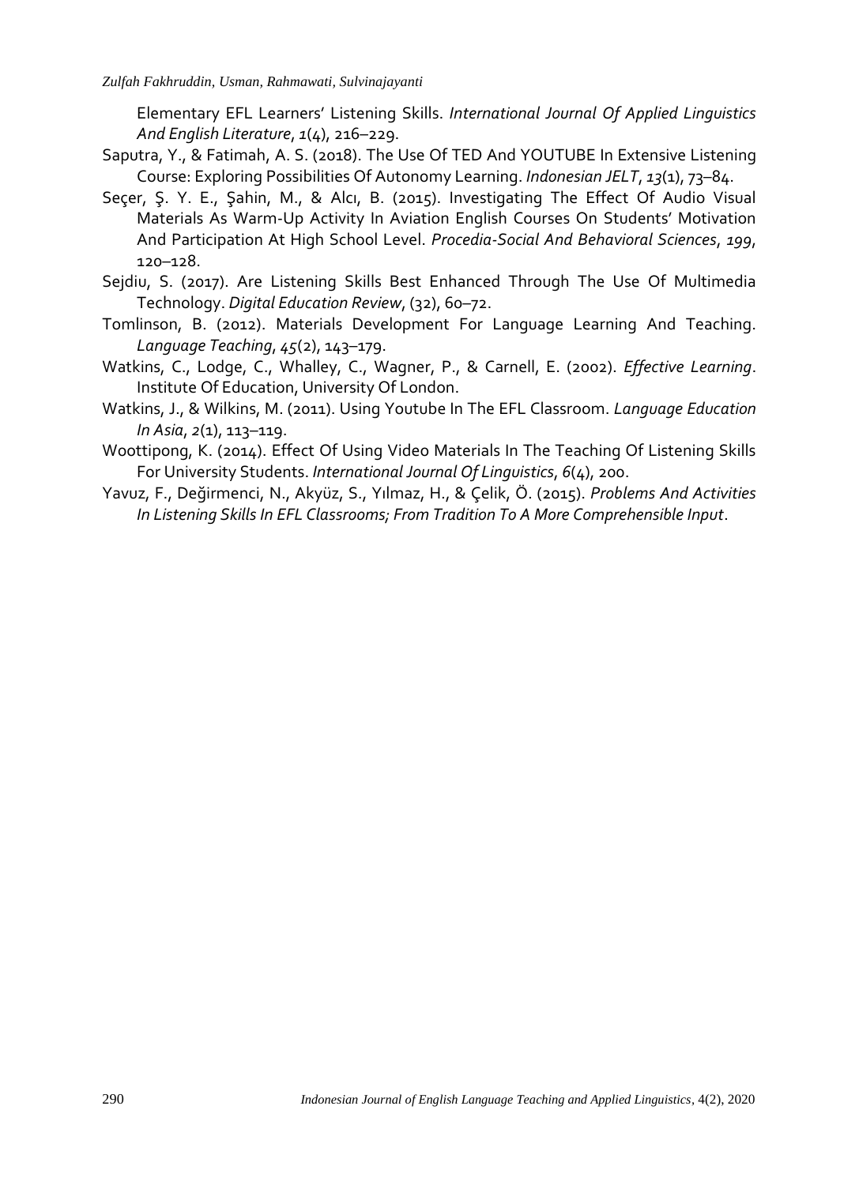Elementary EFL Learners' Listening Skills. *International Journal Of Applied Linguistics And English Literature*, *1*(4), 216–229.

Saputra, Y., & Fatimah, A. S. (2018). The Use Of TED And YOUTUBE In Extensive Listening Course: Exploring Possibilities Of Autonomy Learning. *Indonesian JELT*, *13*(1), 73–84.

Seçer, Ş. Y. E., Şahin, M., & Alcı, B. (2015). Investigating The Effect Of Audio Visual Materials As Warm-Up Activity In Aviation English Courses On Students' Motivation And Participation At High School Level. *Procedia-Social And Behavioral Sciences*, *199*, 120–128.

Sejdiu, S. (2017). Are Listening Skills Best Enhanced Through The Use Of Multimedia Technology. *Digital Education Review*, (32), 60–72.

Tomlinson, B. (2012). Materials Development For Language Learning And Teaching. *Language Teaching*, *45*(2), 143–179.

Watkins, C., Lodge, C., Whalley, C., Wagner, P., & Carnell, E. (2002). *Effective Learning*. Institute Of Education, University Of London.

Watkins, J., & Wilkins, M. (2011). Using Youtube In The EFL Classroom. *Language Education In Asia*, *2*(1), 113–119.

Woottipong, K. (2014). Effect Of Using Video Materials In The Teaching Of Listening Skills For University Students. *International Journal Of Linguistics*, *6*(4), 200.

Yavuz, F., Değirmenci, N., Akyüz, S., Yılmaz, H., & Çelik, Ö. (2015). *Problems And Activities In Listening Skills In EFL Classrooms; From Tradition To A More Comprehensible Input*.